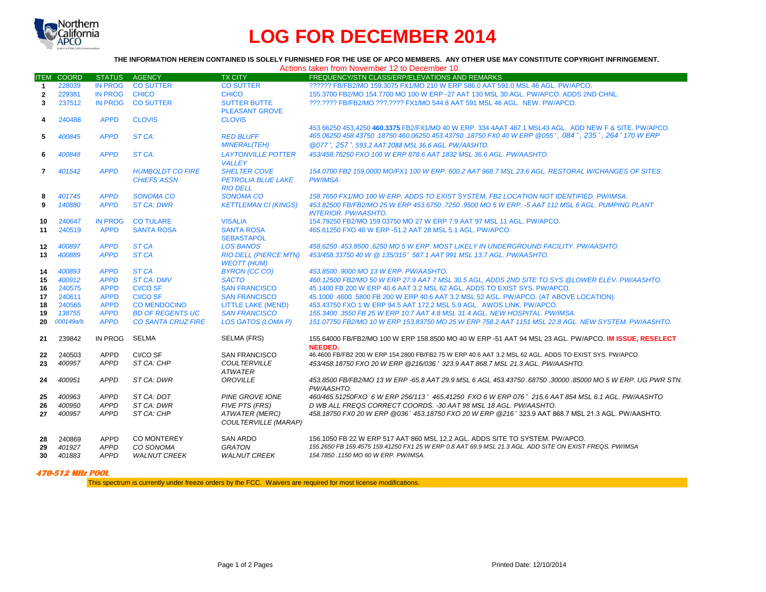# LOG FOR DECEMBER 2014

**THE INFORMATION HEREIN CONTAINED IS SOLELY FURNISHED FOR THE USE OF APCO MEMBERS. ANY OTHER USE MAY CONSTITUTE COPYRIGHT INFRINGEMENT.**

Actions taken from November 12 to December 10.

| ITEM | COORD | STATUS | AGENCY | TX CITY | FREQUENCY/STN CLASS/ERP/ELEVATIONS AND REMARKS |
|---|---|---|---|---|---|
| 1 | 228039 | IN PROG | CO SUTTER | CO SUTTER | ?????? FB/FB2/MO 159.3075 FX1/MO 210 W ERP 586.0 AAT 591.0 MSL 46 AGL. PW/APCO. |
| 2 | 229381 | IN PROG | CHICO | CHICO | 155.3700 FB2/MO 154.7700 MO 100 W ERP -27 AAT 130 MSL 30 AGL. PW/APCO. ADDS 2ND CHNL. |
| 3 | 237512 | IN PROG | CO SUTTER | SUTTER BUTTE PLEASANT GROVE | ???.???? FB/FB2/MO ???.???? FX1/MO 544.8 AAT 591 MSL 46 AGL. NEW. PW/APCO. |
| 4 | 240488 | APPD | CLOVIS | CLOVIS | 453.66250 453,4250 **460.3375** FB2/FX1/MO 40 W ERP. 334.4AAT 487.1 MSL43 AGL. ADD NEW F & SITE. PW/APCO. |
| 5 | *400845* | *APPD* | *ST CA:* | *RED BLUFF MINERAL(TEH)* | *465.06250 458.43750 .18750 460.06250 453.43750 .18750 FX0 40 W ERP @055°, 084°, 235°, 264°170 W ERP @077°, 257°. 593.2 AAT 2088 MSL 36.6 AGL. PW/AASHTO.* |
| 6 | *400848* | *APPD* | *ST CA:* | *LAYTONVILLE POTTER VALLEY* | *453/458.76250 FXO 100 W ERP 878.6 AAT 1832 MSL 36.6 AGL. PW/AASHTO.* |
| 7 | *401542* | *APPD* | *HUMBOLDT CO FIRE CHIEFS ASSN* | *SHELTER COVE PETROLIA BLUE LAKE RIO DELL* | *154.0700 FB2 159.0000 MO/FX1 100 W ERP. 600.2 AAT 968.7 MSL 23.6 AGL. RESTORAL W/CHANGES OF SITES. PW/IMSA.* |
| 8 | *401745* | *APPD* | *SONOMA CO* | *SONOMA CO* | *158.7650 FX1/MO 100 W ERP. ADDS TO EXIST SYSTEM, FB2 LOCATION NOT IDENTIFIED. PW/IMSA.* |
| 9 | *140880* | *APPD* | *ST CA: DWR* | *KETTLEMAN CI (KINGS)* | *453.82500 FB/FB2/MO 25 W ERP 453.6750 .7250 .9500 MO 5 W ERP. -5 AAT 112 MSL 6 AGL. PUMPING PLANT INTERIOR. PW/AASHTO.* |
| 10 | 240647 | IN PROG | CO TULARE | VISALIA | 154.79250 FB2/MO 159.03750 MO 27 W ERP 7.9 AAT 97 MSL 11 AGL. PW/APCO. |
| 11 | 240519 | APPD | SANTA ROSA | SANTA ROSA SEBASTAPOL | 465.61250 FXO 40 W ERP -51.2 AAT 28 MSL 5.1 AGL. PW/APCO. |
| 12 | *400897* | *APPD* | *ST CA* | *LOS BANOS* | *458.6250 .453.8500 .6250 MO 5 W ERP. MOST LIKELY IN UNDERGROUND FACILITY. PW/AASHTO.* |
| 13 | *400889* | *APPD* | *ST CA* | *RIO DELL (PIERCE MTN) WEOTT (HUM)* | *453/458.33750 40 W @ 135/315° 587.1 AAT 991 MSL 13.7 AGL. PW/AASHTO.* |
| 14 | *400893* | *APPD* | *ST CA* | *BYRON (CC CO)* | *453.8500 .9000 MO 13 W ERP. PW/AASHTO.* |
| 15 | *400912* | *APPD* | *ST CA: DMV* | *SACTO* | *460.12500 FB2/MO 50 W ERP 27.9 AAT 7 MSL 30.5 AGL, ADDS 2ND SITE TO SYS @LOWER ELEV. PW/AASHTO.* |
| 16 | 240575 | APPD | CI/CO SF | SAN FRANCISCO | 45.1400 FB 200 W ERP 40.6 AAT 3.2 MSL 62 AGL. ADDS TO EXIST SYS. PW/APCO. |
| 17 | 240611 | APPD | CI/CO SF | SAN FRANCISCO | 45.1000 .4600 .5800 FB 200 W ERP 40.6 AAT 3.2 MSL 52 AGL. PW/APCO. (AT ABOVE LOCATION). |
| 18 | 240565 | APPD | CO MENDOCINO | LITTLE LAKE (MEND) | 453.43750 FXO 1 W ERP 94.5 AAT 172.2 MSL 5.9 AGL. AWOS LINK. PW/APCO. |
| 19 | *138755* | *APPD* | *BD OF REGENTS UC* | *SAN FRANCISCO* | *155.3400 .3550 FB 25 W ERP 10.7 AAT 4.8 MSL 31.4 AGL. NEW HOSPITAL. PW/IMSA.* |
| 20 | *000149a/b* | *APPD* | *CO SANTA CRUZ FIRE* | *LOS GATOS (LOMA P)* | *151.07750 FB2/MO 10 W ERP 153.83750 MO 25 W ERP 758.2 AAT 1151 MSL 22.8 AGL. NEW SYSTEM. PW/AASHTO.* |
| 21 | 239842 | IN PROG | SELMA | SELMA (FRS) | 155.64000 FB/FB2/MO 100 W ERP 158.8500 MO 40 W ERP -51 AAT 94 MSL 23 AGL. PW/APCO. **IM ISSUE, RESELECT NEEDED.** |
| 22 | 240503 | APPD | CI/CO SF | SAN FRANCISCO | 46.4600 FB/FB2 200 W ERP 154.2800 FB/FB2 75 W ERP 40.6 AAT 3.2 MSL 62 AGL. ADDS TO EXIST SYS. PW/APCO |
| 23 | *400957* | *APPD* | *ST CA: CHP* | *COULTERVILLE ATWATER* | *453/458.18750 FXO 20 W ERP @216/036° 323.9 AAT 868.7 MSL 21.3 AGL. PW/AASHTO.* |
| 24 | *400951* | *APPD* | *ST CA: DWR* | *OROVILLE* | *453.8500 FB/FB2/MO 13 W ERP -65.8 AAT 29.9 MSL 6 AGL 453.43750 .68750 .30000 .85000 MO 5 W ERP. UG PWR STN. PW/AASHTO.* |
| 25 | *400963* | *APPD* | *ST CA: DOT* | *PINE GROVE IONE* | *460/465.51250FXO 6 W ERP 256/113° 465.41250 FXO 6 W ERP 076° 215.6 AAT 854 MSL 6.1 AGL. PW/AASHTO* |
| 26 | *400950* | *APPD* | *ST CA: DWR* | *FIVE PTS (FRS)* | *D WB ALL FREQS CORRECT COORDS. -30 AAT 98 MSL 18 AGL. PW/AASHTO.* |
| 27 | *400957* | *APPD* | *ST CA: CHP* | *ATWATER (MERC) COULTERVILLE (MARAP)* | *458.18750 FX0 20 W ERP @036° 453.18750 FXO 20 W ERP @216°* 323.9 AAT 868.7 MSL 21.3 AGL. PW/AASHTO. |
| 28 | 240869 | APPD | CO MONTEREY | SAN ARDO | 156.1050 FB 22 W ERP 517 AAT 860 MSL 12.2 AGL. ADDS SITE TO SYSTEM. PW/APCO. |
| 29 | *401927* | *APPD* | *CO SONOMA* | *GRATON* | *155.2650 FB 159.4575 159.41250 FX1 25 W ERP 0.8 AAT 69.9 MSL 21.3 AGL. ADD SITE ON EXIST FREQS. PW/IMSA* |
| 30 | *401883* | *APPD* | *WALNUT CREEK* | *WALNUT CREEK* | *154.7850 .1150 MO 60 W ERP. PW/IMSA.* |

**470-512 MHz POOL**

This spectrum is currently under freeze orders by the FCC. Waivers are required for most license modifications.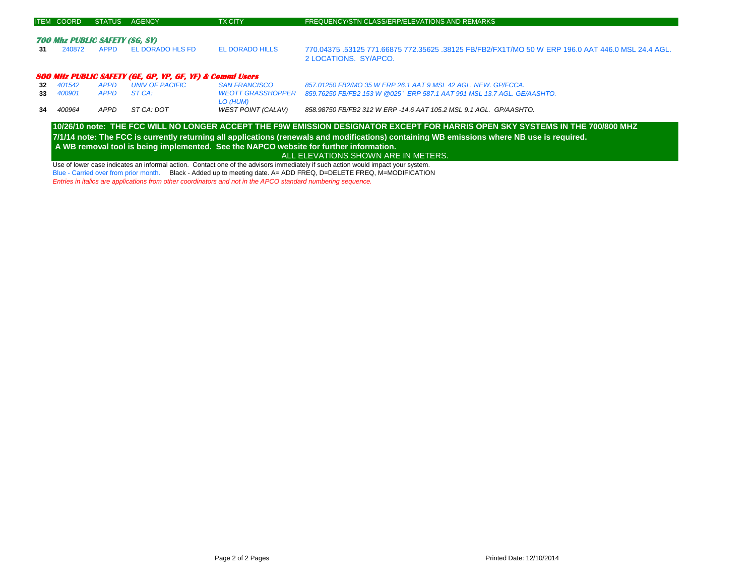| ITEM | COORD | STATUS | AGENCY | TX CITY | FREQUENCY/STN CLASS/ERP/ELEVATIONS AND REMARKS |
|---|---|---|---|---|---|
| ***700 Mhz PUBLIC SAFETY (SG, SY)*** | | | | | |
| **31** | 240872 | APPD | EL DORADO HLS FD | EL DORADO HILLS | 770.04375 .53125 771.66875 772.35625 .38125 FB/FB2/FX1T/MO 50 W ERP 196.0 AAT 446.0 MSL 24.4 AGL. 2 LOCATIONS. SY/APCO. |
| ***800 MHz PUBLIC SAFETY (GE, GP, YP, GF, YF) & Comml Users*** | | | | | |
| **32** | *401542* | *APPD* | *UNIV OF PACIFIC* | *SAN FRANCISCO* | *857.01250 FB2/MO 35 W ERP 26.1 AAT 9 MSL 42 AGL. NEW. GP/FCCA.* |
| **33** | *400901* | *APPD* | *ST CA:* | *WEOTT GRASSHOPPER LO (HUM)* | *859.76250 FB/FB2 153 W @025° ERP 587.1 AAT 991 MSL 13.7 AGL. GE/AASHTO.* |
| **34** | *400964* | *APPD* | *ST CA: DOT* | *WEST POINT (CALAV)* | *858.98750 FB/FB2 312 W ERP -14.6 AAT 105.2 MSL 9.1 AGL. GP/AASHTO.* |

**10/26/10 note: THE FCC WILL NO LONGER ACCEPT THE F9W EMISSION DESIGNATOR EXCEPT FOR HARRIS OPEN SKY SYSTEMS IN THE 700/800 MHZ**

**7/1/14 note: The FCC is currently returning all applications (renewals and modifications) containing WB emissions where NB use is required.**

**A WB removal tool is being implemented. See the NAPCO website for further information.**

ALL ELEVATIONS SHOWN ARE IN METERS.

Use of lower case indicates an informal action. Contact one of the advisors immediately if such action would impact your system.

Blue - Carried over from prior month. Black - Added up to meeting date. A= ADD FREQ, D=DELETE FREQ, M=MODIFICATION

*Entries in italics are applications from other coordinators and not in the APCO standard numbering sequence.*

Printed Date: 12/10/2014